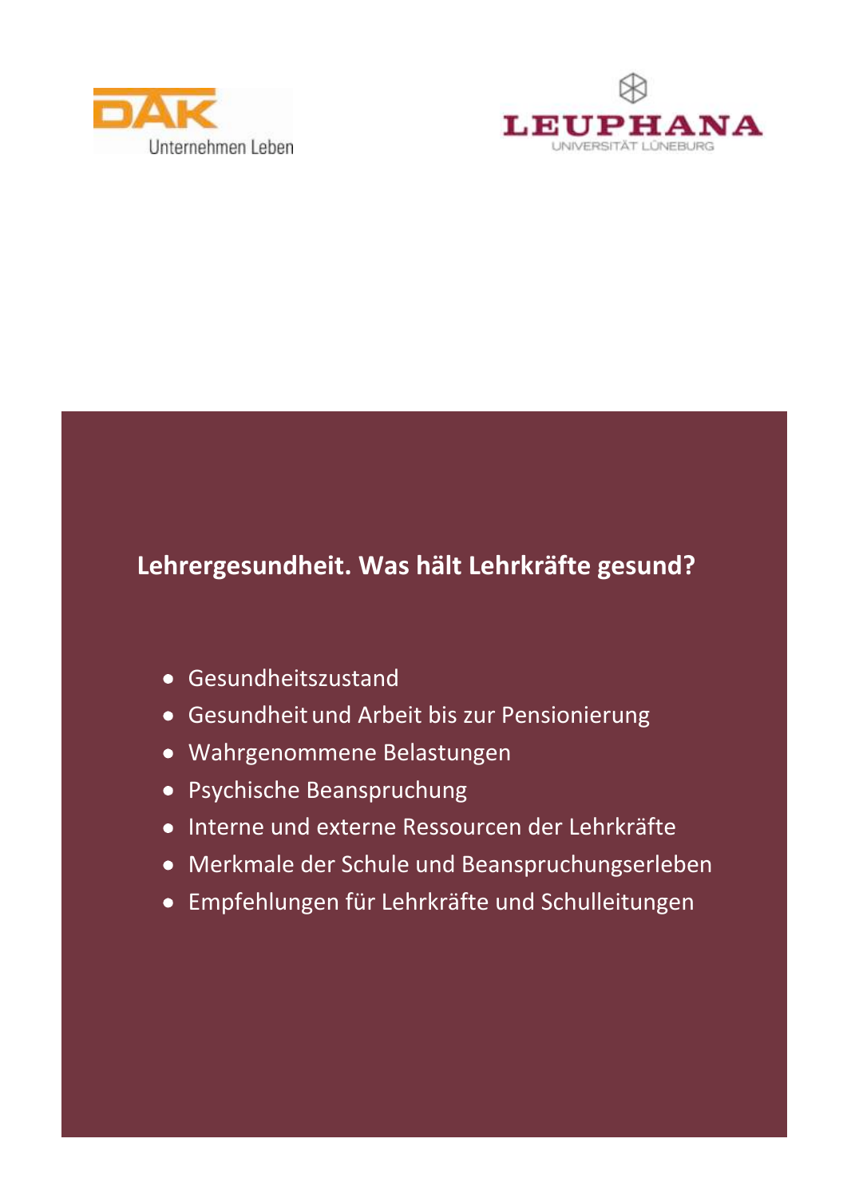DAK Unternehmen Leben

LEUPHANA UNIVERSITÄT LÜNEBURG

# Lehrergesundheit. Was hält Lehrkräfte gesund?

- Gesundheitszustand
- Gesundheit und Arbeit bis zur Pensionierung
- Wahrgenommene Belastungen
- Psychische Beanspruchung
- Interne und externe Ressourcen der Lehrkräfte
- Merkmale der Schule und Beanspruchungserleben
- Empfehlungen für Lehrkräfte und Schulleitungen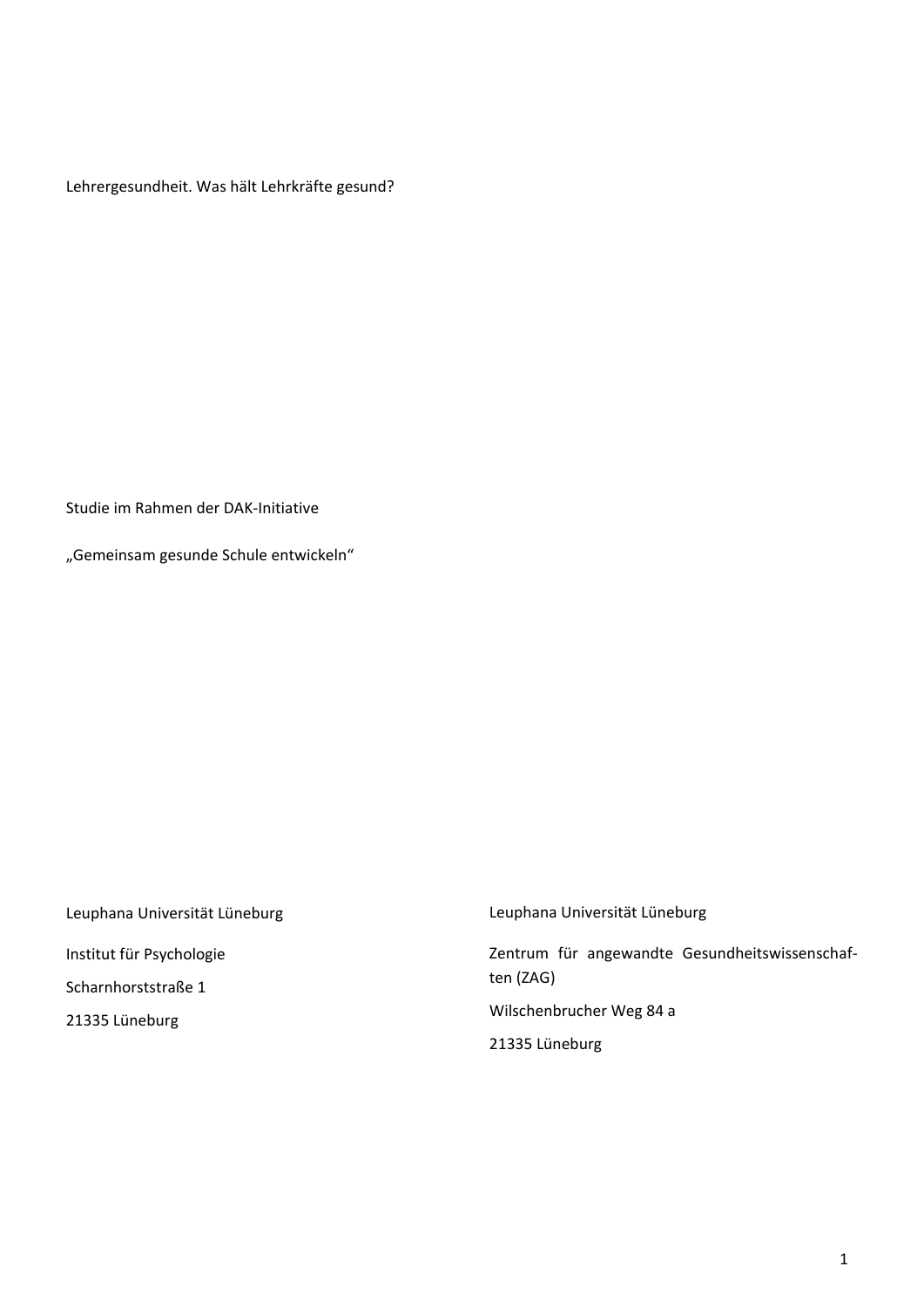Lehrergesundheit. Was hält Lehrkräfte gesund?

Studie im Rahmen der DAK-Initiative

„Gemeinsam gesunde Schule entwickeln“

Leuphana Universität Lüneburg

Institut für Psychologie

Scharnhorststraße 1

21335 Lüneburg

Leuphana Universität Lüneburg

Zentrum für angewandte Gesundheitswissenschaften (ZAG)

Wilschenbrucher Weg 84 a

21335 Lüneburg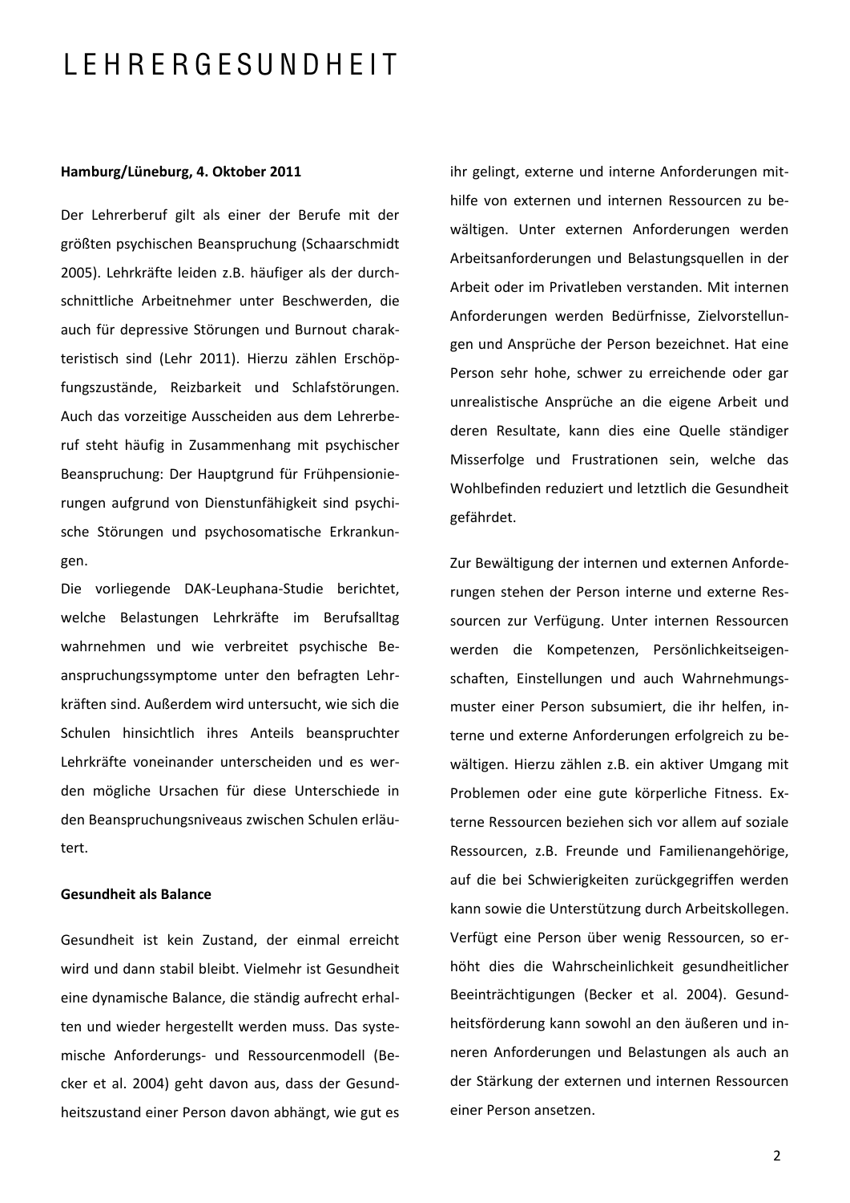**Hamburg/Lüneburg, 4. Oktober 2011**

Der Lehrerberuf gilt als einer der Berufe mit der größten psychischen Beanspruchung (Schaarschmidt 2005). Lehrkräfte leiden z.B. häufiger als der durchschnittliche Arbeitnehmer unter Beschwerden, die auch für depressive Störungen und Burnout charakteristisch sind (Lehr 2011). Hierzu zählen Erschöpfungszustände, Reizbarkeit und Schlafstörungen. Auch das vorzeitige Ausscheiden aus dem Lehrerberuf steht häufig in Zusammenhang mit psychischer Beanspruchung: Der Hauptgrund für Frühpensionierungen aufgrund von Dienstunfähigkeit sind psychische Störungen und psychosomatische Erkrankungen.

Die vorliegende DAK-Leuphana-Studie berichtet, welche Belastungen Lehrkräfte im Berufsalltag wahrnehmen und wie verbreitet psychische Beanspruchungssymptome unter den befragten Lehrkräften sind. Außerdem wird untersucht, wie sich die Schulen hinsichtlich ihres Anteils beanspruchter Lehrkräfte voneinander unterscheiden und es werden mögliche Ursachen für diese Unterschiede in den Beanspruchungsniveaus zwischen Schulen erläutert.

**Gesundheit als Balance**

Gesundheit ist kein Zustand, der einmal erreicht wird und dann stabil bleibt. Vielmehr ist Gesundheit eine dynamische Balance, die ständig aufrecht erhalten und wieder hergestellt werden muss. Das systemische Anforderungs- und Ressourcenmodell (Becker et al. 2004) geht davon aus, dass der Gesundheitszustand einer Person davon abhängt, wie gut es ihr gelingt, externe und interne Anforderungen mithilfe von externen und internen Ressourcen zu bewältigen. Unter externen Anforderungen werden Arbeitsanforderungen und Belastungsquellen in der Arbeit oder im Privatleben verstanden. Mit internen Anforderungen werden Bedürfnisse, Zielvorstellungen und Ansprüche der Person bezeichnet. Hat eine Person sehr hohe, schwer zu erreichende oder gar unrealistische Ansprüche an die eigene Arbeit und deren Resultate, kann dies eine Quelle ständiger Misserfolge und Frustrationen sein, welche das Wohlbefinden reduziert und letztlich die Gesundheit gefährdet.

Zur Bewältigung der internen und externen Anforderungen stehen der Person interne und externe Ressourcen zur Verfügung. Unter internen Ressourcen werden die Kompetenzen, Persönlichkeitseigenschaften, Einstellungen und auch Wahrnehmungsmuster einer Person subsumiert, die ihr helfen, interne und externe Anforderungen erfolgreich zu bewältigen. Hierzu zählen z.B. ein aktiver Umgang mit Problemen oder eine gute körperliche Fitness. Externe Ressourcen beziehen sich vor allem auf soziale Ressourcen, z.B. Freunde und Familienangehörige, auf die bei Schwierigkeiten zurückgegriffen werden kann sowie die Unterstützung durch Arbeitskollegen. Verfügt eine Person über wenig Ressourcen, so erhöht dies die Wahrscheinlichkeit gesundheitlicher Beeinträchtigungen (Becker et al. 2004). Gesundheitsförderung kann sowohl an den äußeren und inneren Anforderungen und Belastungen als auch an der Stärkung der externen und internen Ressourcen einer Person ansetzen.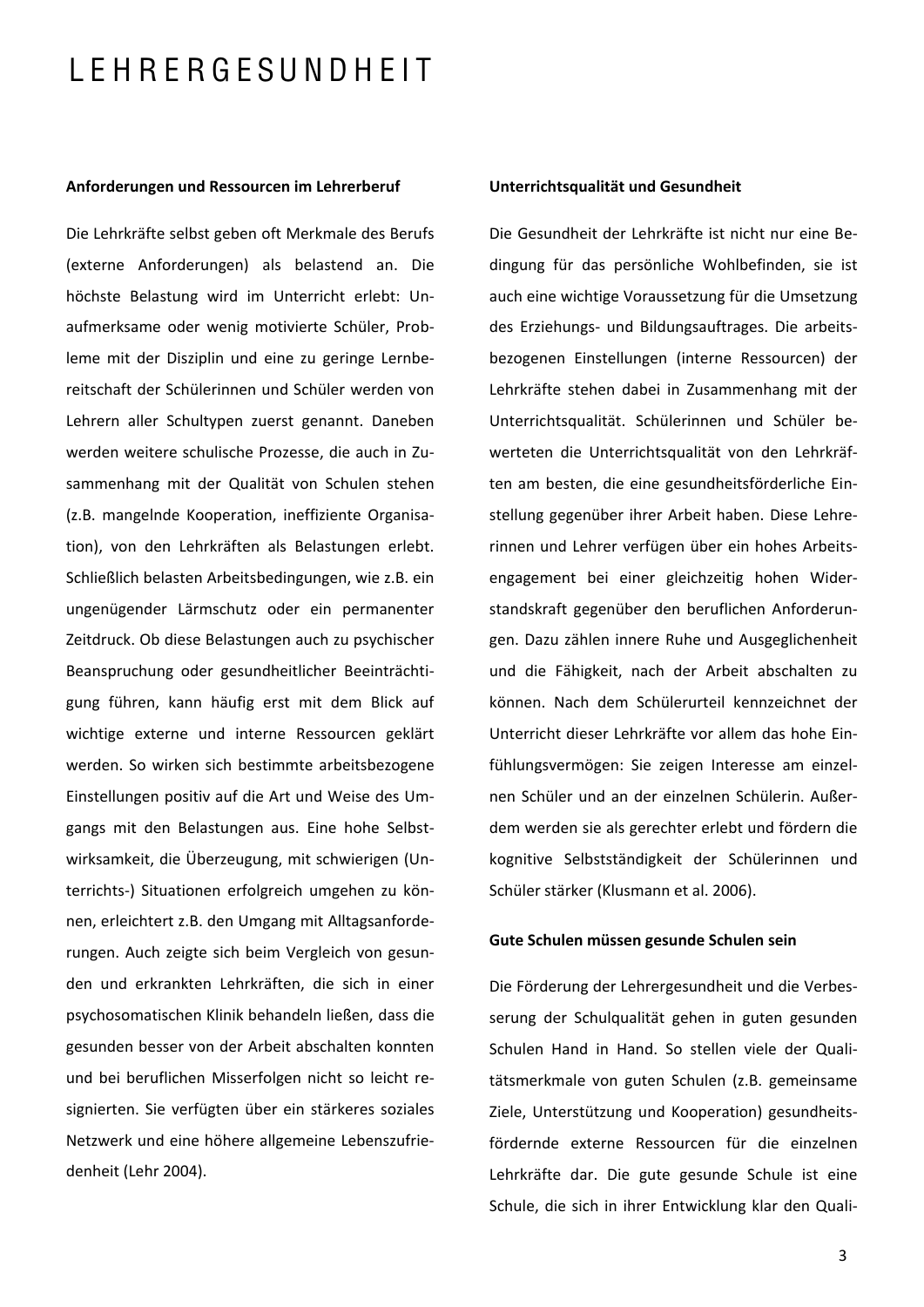# LEHRERGESUNDHEIT

**Anforderungen und Ressourcen im Lehrerberuf**

Die Lehrkräfte selbst geben oft Merkmale des Berufs (externe Anforderungen) als belastend an. Die höchste Belastung wird im Unterricht erlebt: Unaufmerksame oder wenig motivierte Schüler, Probleme mit der Disziplin und eine zu geringe Lernbereitschaft der Schülerinnen und Schüler werden von Lehrern aller Schultypen zuerst genannt. Daneben werden weitere schulische Prozesse, die auch in Zusammenhang mit der Qualität von Schulen stehen (z.B. mangelnde Kooperation, ineffiziente Organisation), von den Lehrkräften als Belastungen erlebt. Schließlich belasten Arbeitsbedingungen, wie z.B. ein ungenügender Lärmschutz oder ein permanenter Zeitdruck. Ob diese Belastungen auch zu psychischer Beanspruchung oder gesundheitlicher Beeinträchtigung führen, kann häufig erst mit dem Blick auf wichtige externe und interne Ressourcen geklärt werden. So wirken sich bestimmte arbeitsbezogene Einstellungen positiv auf die Art und Weise des Umgangs mit den Belastungen aus. Eine hohe Selbstwirksamkeit, die Überzeugung, mit schwierigen (Unterrichts-) Situationen erfolgreich umgehen zu können, erleichtert z.B. den Umgang mit Alltagsanforderungen. Auch zeigte sich beim Vergleich von gesunden und erkrankten Lehrkräften, die sich in einer psychosomatischen Klinik behandeln ließen, dass die gesunden besser von der Arbeit abschalten konnten und bei beruflichen Misserfolgen nicht so leicht resignierten. Sie verfügten über ein stärkeres soziales Netzwerk und eine höhere allgemeine Lebenszufriedenheit (Lehr 2004).

**Unterrichtsqualität und Gesundheit**

Die Gesundheit der Lehrkräfte ist nicht nur eine Bedingung für das persönliche Wohlbefinden, sie ist auch eine wichtige Voraussetzung für die Umsetzung des Erziehungs- und Bildungsauftrages. Die arbeitsbezogenen Einstellungen (interne Ressourcen) der Lehrkräfte stehen dabei in Zusammenhang mit der Unterrichtsqualität. Schülerinnen und Schüler bewerteten die Unterrichtsqualität von den Lehrkräften am besten, die eine gesundheitsförderliche Einstellung gegenüber ihrer Arbeit haben. Diese Lehrerinnen und Lehrer verfügen über ein hohes Arbeitsengagement bei einer gleichzeitig hohen Widerstandskraft gegenüber den beruflichen Anforderungen. Dazu zählen innere Ruhe und Ausgeglichenheit und die Fähigkeit, nach der Arbeit abschalten zu können. Nach dem Schülerurteil kennzeichnet der Unterricht dieser Lehrkräfte vor allem das hohe Einfühlungsvermögen: Sie zeigen Interesse am einzelnen Schüler und an der einzelnen Schülerin. Außerdem werden sie als gerechter erlebt und fördern die kognitive Selbstständigkeit der Schülerinnen und Schüler stärker (Klusmann et al. 2006).

**Gute Schulen müssen gesunde Schulen sein**

Die Förderung der Lehrergesundheit und die Verbesserung der Schulqualität gehen in guten gesunden Schulen Hand in Hand. So stellen viele der Qualitätsmerkmale von guten Schulen (z.B. gemeinsame Ziele, Unterstützung und Kooperation) gesundheitsfördernde externe Ressourcen für die einzelnen Lehrkräfte dar. Die gute gesunde Schule ist eine Schule, die sich in ihrer Entwicklung klar den Quali-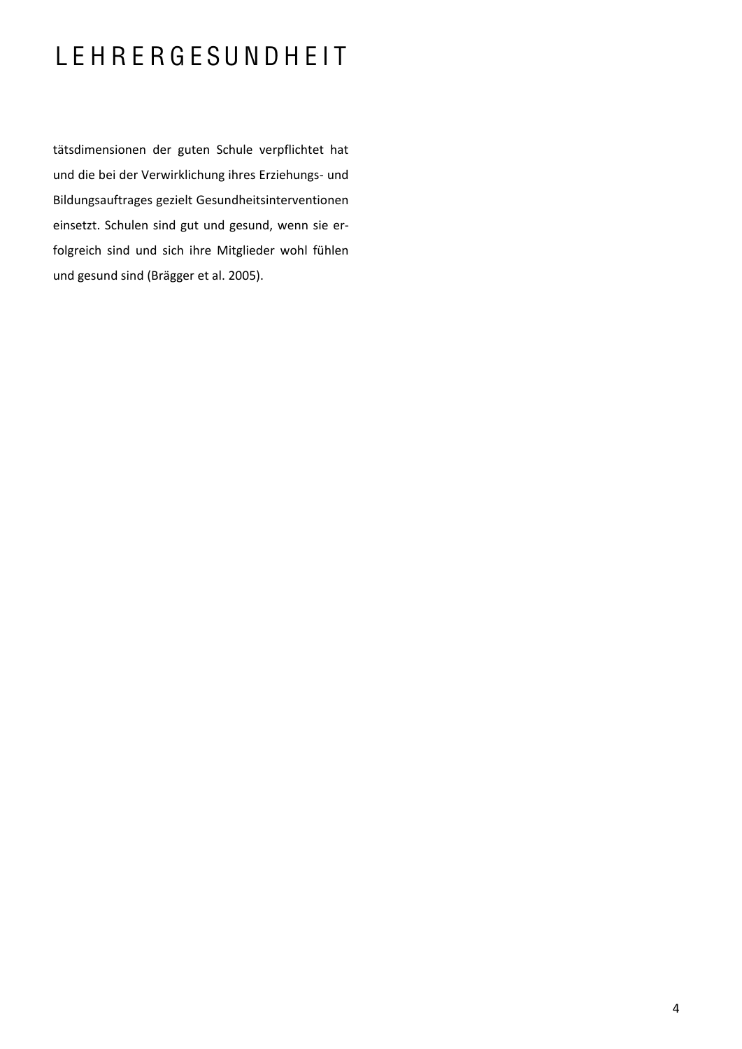tätsdimensionen der guten Schule verpflichtet hat und die bei der Verwirklichung ihres Erziehungs- und Bildungsauftrages gezielt Gesundheitsinterventionen einsetzt. Schulen sind gut und gesund, wenn sie erfolgreich sind und sich ihre Mitglieder wohl fühlen und gesund sind (Brägger et al. 2005).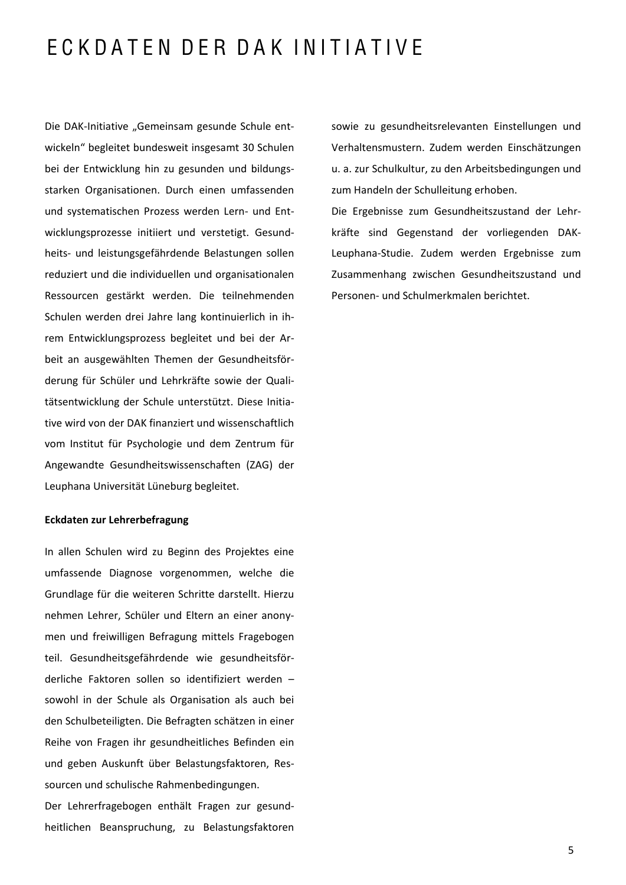# ECKDATEN DER DAK INITIATIVE

Die DAK-Initiative „Gemeinsam gesunde Schule entwickeln" begleitet bundesweit insgesamt 30 Schulen bei der Entwicklung hin zu gesunden und bildungsstarken Organisationen. Durch einen umfassenden und systematischen Prozess werden Lern- und Entwicklungsprozesse initiiert und verstetigt. Gesundheits- und leistungsgefährdende Belastungen sollen reduziert und die individuellen und organisationalen Ressourcen gestärkt werden. Die teilnehmenden Schulen werden drei Jahre lang kontinuierlich in ihrem Entwicklungsprozess begleitet und bei der Arbeit an ausgewählten Themen der Gesundheitsförderung für Schüler und Lehrkräfte sowie der Qualitätsentwicklung der Schule unterstützt. Diese Initiative wird von der DAK finanziert und wissenschaftlich vom Institut für Psychologie und dem Zentrum für Angewandte Gesundheitswissenschaften (ZAG) der Leuphana Universität Lüneburg begleitet.

**Eckdaten zur Lehrerbefragung**

In allen Schulen wird zu Beginn des Projektes eine umfassende Diagnose vorgenommen, welche die Grundlage für die weiteren Schritte darstellt. Hierzu nehmen Lehrer, Schüler und Eltern an einer anonymen und freiwilligen Befragung mittels Fragebogen teil. Gesundheitsgefährdende wie gesundheitsförderliche Faktoren sollen so identifiziert werden – sowohl in der Schule als Organisation als auch bei den Schulbeteiligten. Die Befragten schätzen in einer Reihe von Fragen ihr gesundheitliches Befinden ein und geben Auskunft über Belastungsfaktoren, Ressourcen und schulische Rahmenbedingungen.

Der Lehrerfragebogen enthält Fragen zur gesundheitlichen Beanspruchung, zu Belastungsfaktoren sowie zu gesundheitsrelevanten Einstellungen und Verhaltensmustern. Zudem werden Einschätzungen u. a. zur Schulkultur, zu den Arbeitsbedingungen und zum Handeln der Schulleitung erhoben.

Die Ergebnisse zum Gesundheitszustand der Lehrkräfte sind Gegenstand der vorliegenden DAK-Leuphana-Studie. Zudem werden Ergebnisse zum Zusammenhang zwischen Gesundheitszustand und Personen- und Schulmerkmalen berichtet.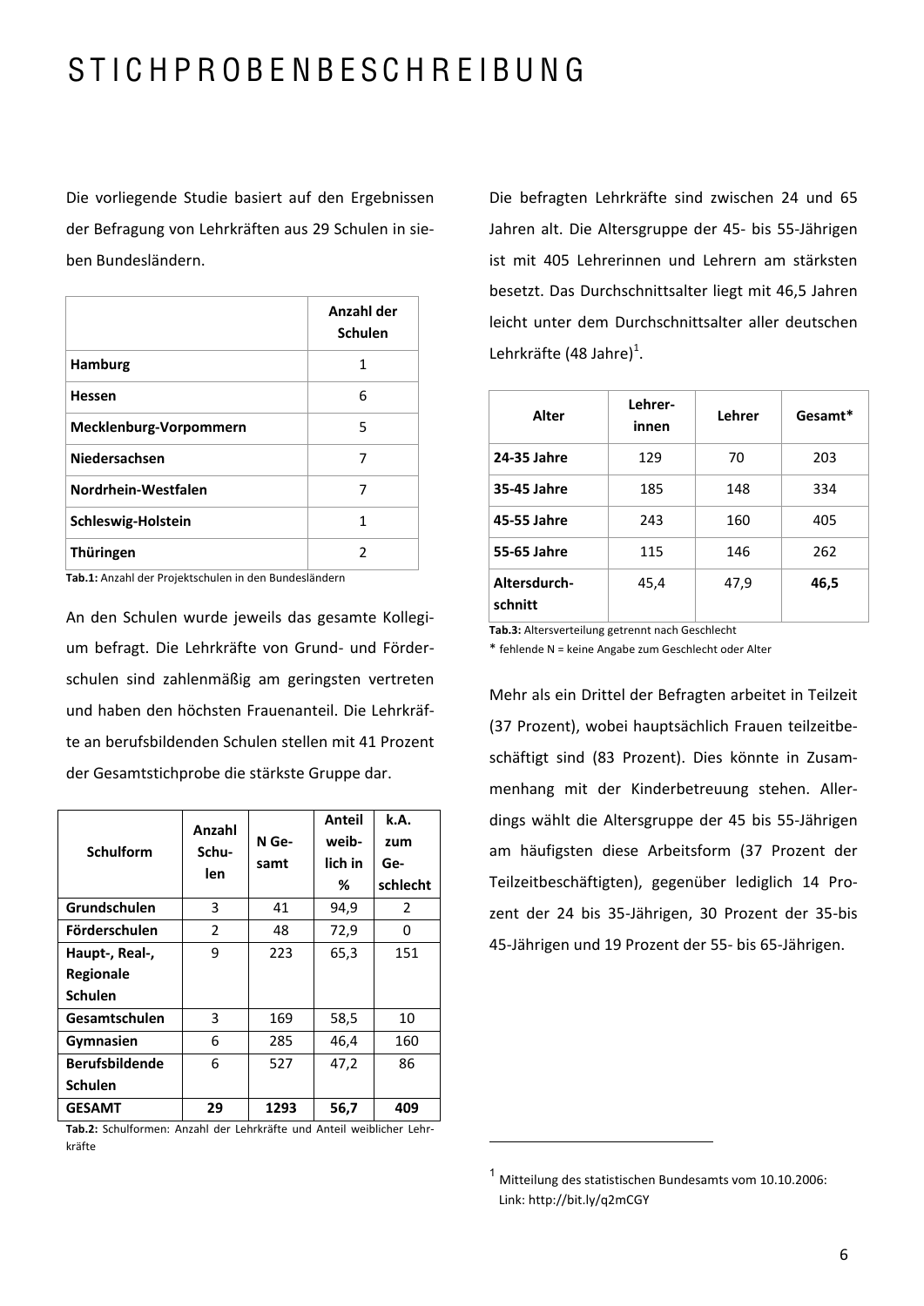# STICHPROBENBESCHREIBUNG

Die vorliegende Studie basiert auf den Ergebnissen der Befragung von Lehrkräften aus 29 Schulen in sieben Bundesländern.

| | Anzahl der Schulen |
|---|---|
| **Hamburg** | 1 |
| **Hessen** | 6 |
| **Mecklenburg-Vorpommern** | 5 |
| **Niedersachsen** | 7 |
| **Nordrhein-Westfalen** | 7 |
| **Schleswig-Holstein** | 1 |
| **Thüringen** | 2 |

**Tab.1:** Anzahl der Projektschulen in den Bundesländern

An den Schulen wurde jeweils das gesamte Kollegium befragt. Die Lehrkräfte von Grund- und Förderschulen sind zahlenmäßig am geringsten vertreten und haben den höchsten Frauenanteil. Die Lehrkräfte an berufsbildenden Schulen stellen mit 41 Prozent der Gesamtstichprobe die stärkste Gruppe dar.

| Schulform | Anzahl Schulen | N Gesamt | Anteil weiblich in % | k.A. zum Geschlecht |
|---|---|---|---|---|
| **Grundschulen** | 3 | 41 | 94,9 | 2 |
| **Förderschulen** | 2 | 48 | 72,9 | 0 |
| **Haupt-, Real-, Regionale Schulen** | 9 | 223 | 65,3 | 151 |
| **Gesamtschulen** | 3 | 169 | 58,5 | 10 |
| **Gymnasien** | 6 | 285 | 46,4 | 160 |
| **Berufsbildende Schulen** | 6 | 527 | 47,2 | 86 |
| **GESAMT** | **29** | **1293** | **56,7** | **409** |

**Tab.2:** Schulformen: Anzahl der Lehrkräfte und Anteil weiblicher Lehrkräfte

Die befragten Lehrkräfte sind zwischen 24 und 65 Jahren alt. Die Altersgruppe der 45- bis 55-Jährigen ist mit 405 Lehrerinnen und Lehrern am stärksten besetzt. Das Durchschnittsalter liegt mit 46,5 Jahren leicht unter dem Durchschnittsalter aller deutschen Lehrkräfte (48 Jahre)[1].

| Alter | Lehrerinnen | Lehrer | Gesamt* |
|---|---|---|---|
| **24-35 Jahre** | 129 | 70 | 203 |
| **35-45 Jahre** | 185 | 148 | 334 |
| **45-55 Jahre** | 243 | 160 | 405 |
| **55-65 Jahre** | 115 | 146 | 262 |
| **Altersdurchschnitt** | 45,4 | 47,9 | **46,5** |

**Tab.3:** Altersverteilung getrennt nach Geschlecht

\* fehlende N = keine Angabe zum Geschlecht oder Alter

Mehr als ein Drittel der Befragten arbeitet in Teilzeit (37 Prozent), wobei hauptsächlich Frauen teilzeitbeschäftigt sind (83 Prozent). Dies könnte in Zusammenhang mit der Kinderbetreuung stehen. Allerdings wählt die Altersgruppe der 45 bis 55-Jährigen am häufigsten diese Arbeitsform (37 Prozent der Teilzeitbeschäftigten), gegenüber lediglich 14 Prozent der 24 bis 35-Jährigen, 30 Prozent der 35-bis 45-Jährigen und 19 Prozent der 55- bis 65-Jährigen.

[1] Mitteilung des statistischen Bundesamts vom 10.10.2006: Link: http://bit.ly/q2mCGY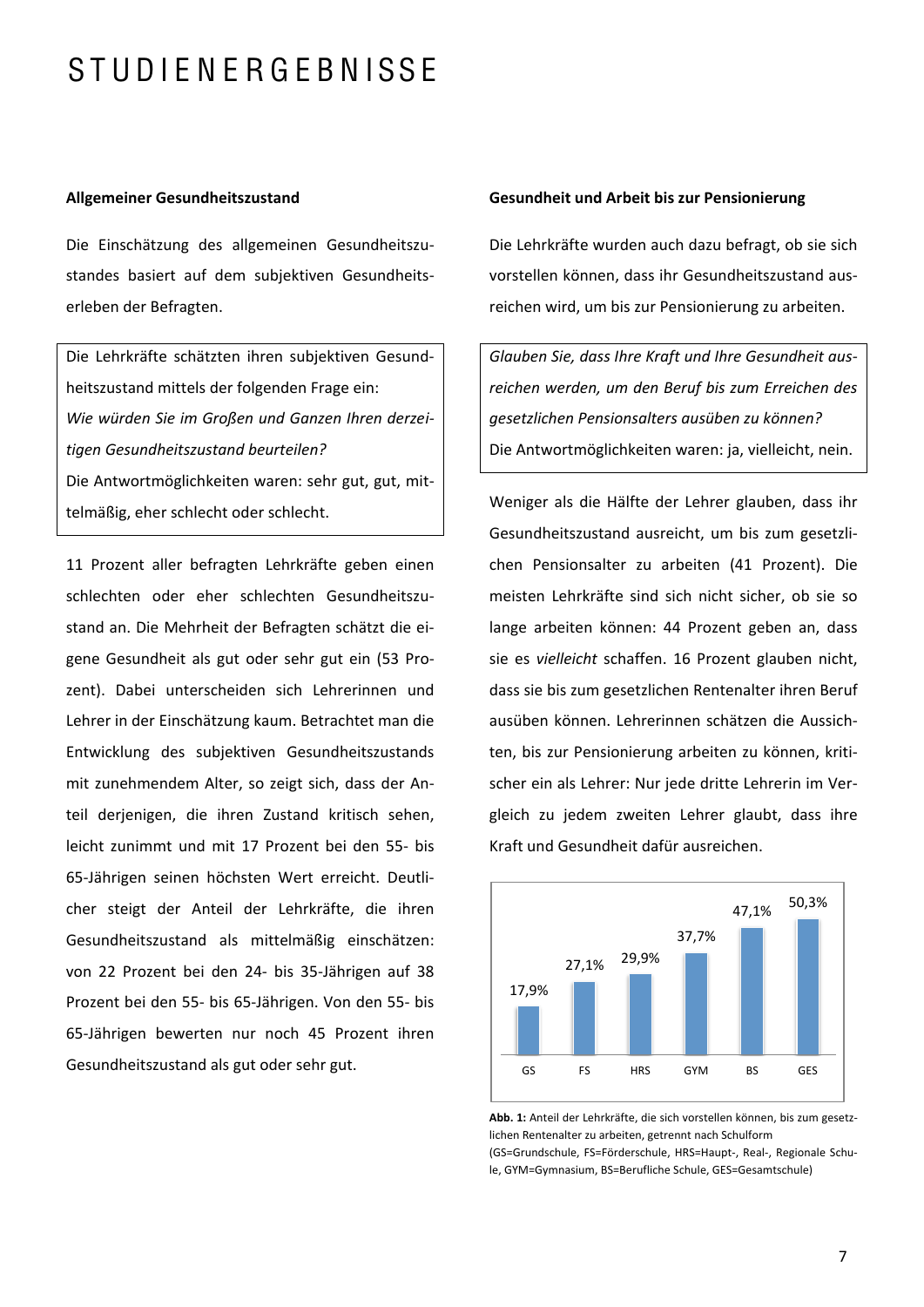# STUDIENERGEBNISSE

### Allgemeiner Gesundheitszustand

Die Einschätzung des allgemeinen Gesundheitszustandes basiert auf dem subjektiven Gesundheitserleben der Befragten.

> Die Lehrkräfte schätzten ihren subjektiven Gesundheitszustand mittels der folgenden Frage ein:
> *Wie würden Sie im Großen und Ganzen Ihren derzeitigen Gesundheitszustand beurteilen?*
> Die Antwortmöglichkeiten waren: sehr gut, gut, mittelmäßig, eher schlecht oder schlecht.

11 Prozent aller befragten Lehrkräfte geben einen schlechten oder eher schlechten Gesundheitszustand an. Die Mehrheit der Befragten schätzt die eigene Gesundheit als gut oder sehr gut ein (53 Prozent). Dabei unterscheiden sich Lehrerinnen und Lehrer in der Einschätzung kaum. Betrachtet man die Entwicklung des subjektiven Gesundheitszustands mit zunehmendem Alter, so zeigt sich, dass der Anteil derjenigen, die ihren Zustand kritisch sehen, leicht zunimmt und mit 17 Prozent bei den 55- bis 65-Jährigen seinen höchsten Wert erreicht. Deutlicher steigt der Anteil der Lehrkräfte, die ihren Gesundheitszustand als mittelmäßig einschätzen: von 22 Prozent bei den 24- bis 35-Jährigen auf 38 Prozent bei den 55- bis 65-Jährigen. Von den 55- bis 65-Jährigen bewerten nur noch 45 Prozent ihren Gesundheitszustand als gut oder sehr gut.

### Gesundheit und Arbeit bis zur Pensionierung

Die Lehrkräfte wurden auch dazu befragt, ob sie sich vorstellen können, dass ihr Gesundheitszustand ausreichen wird, um bis zur Pensionierung zu arbeiten.

> *Glauben Sie, dass Ihre Kraft und Ihre Gesundheit ausreichen werden, um den Beruf bis zum Erreichen des gesetzlichen Pensionsalters ausüben zu können?*
> Die Antwortmöglichkeiten waren: ja, vielleicht, nein.

Weniger als die Hälfte der Lehrer glauben, dass ihr Gesundheitszustand ausreicht, um bis zum gesetzlichen Pensionsalter zu arbeiten (41 Prozent). Die meisten Lehrkräfte sind sich nicht sicher, ob sie so lange arbeiten können: 44 Prozent geben an, dass sie es *vielleicht* schaffen. 16 Prozent glauben nicht, dass sie bis zum gesetzlichen Rentenalter ihren Beruf ausüben können. Lehrerinnen schätzen die Aussichten, bis zur Pensionierung arbeiten zu können, kritischer ein als Lehrer: Nur jede dritte Lehrerin im Vergleich zu jedem zweiten Lehrer glaubt, dass ihre Kraft und Gesundheit dafür ausreichen.

| GS | FS | HRS | GYM | BS | GES |
|---|---|---|---|---|---|
| 17,9% | 27,1% | 29,9% | 37,7% | 47,1% | 50,3% |

**Abb. 1:** Anteil der Lehrkräfte, die sich vorstellen können, bis zum gesetzlichen Rentenalter zu arbeiten, getrennt nach Schulform (GS=Grundschule, FS=Förderschule, HRS=Haupt-, Real-, Regionale Schule, GYM=Gymnasium, BS=Berufliche Schule, GES=Gesamtschule)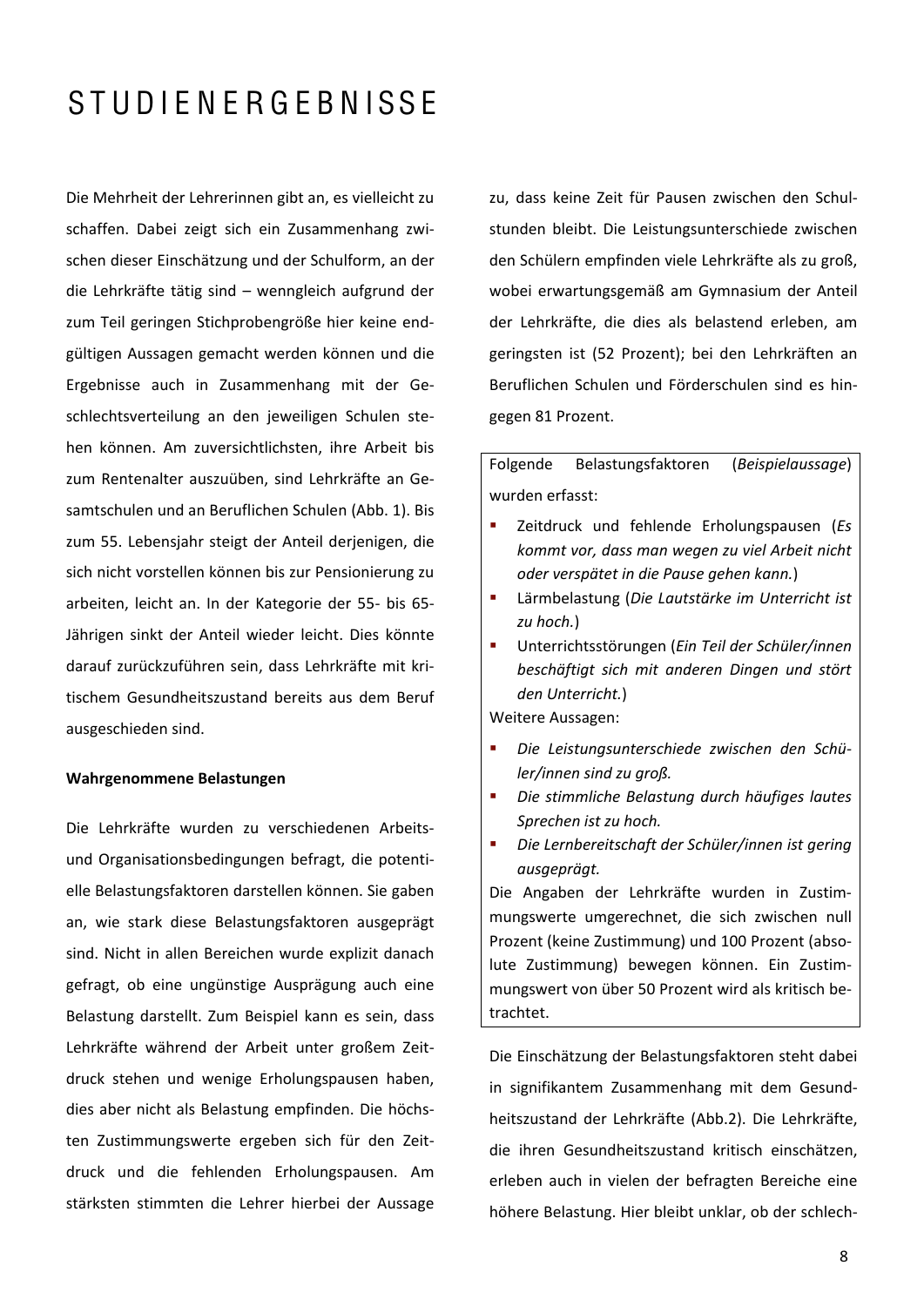# STUDIENERGEBNISSE

Die Mehrheit der Lehrerinnen gibt an, es vielleicht zu schaffen. Dabei zeigt sich ein Zusammenhang zwischen dieser Einschätzung und der Schulform, an der die Lehrkräfte tätig sind – wenngleich aufgrund der zum Teil geringen Stichprobengröße hier keine endgültigen Aussagen gemacht werden können und die Ergebnisse auch in Zusammenhang mit der Geschlechtsverteilung an den jeweiligen Schulen stehen können. Am zuversichtlichsten, ihre Arbeit bis zum Rentenalter auszuüben, sind Lehrkräfte an Gesamtschulen und an Beruflichen Schulen (Abb. 1). Bis zum 55. Lebensjahr steigt der Anteil derjenigen, die sich nicht vorstellen können bis zur Pensionierung zu arbeiten, leicht an. In der Kategorie der 55- bis 65-Jährigen sinkt der Anteil wieder leicht. Dies könnte darauf zurückzuführen sein, dass Lehrkräfte mit kritischem Gesundheitszustand bereits aus dem Beruf ausgeschieden sind.

**Wahrgenommene Belastungen**

Die Lehrkräfte wurden zu verschiedenen Arbeits- und Organisationsbedingungen befragt, die potentielle Belastungsfaktoren darstellen können. Sie gaben an, wie stark diese Belastungsfaktoren ausgeprägt sind. Nicht in allen Bereichen wurde explizit danach gefragt, ob eine ungünstige Ausprägung auch eine Belastung darstellt. Zum Beispiel kann es sein, dass Lehrkräfte während der Arbeit unter großem Zeitdruck stehen und wenige Erholungspausen haben, dies aber nicht als Belastung empfinden. Die höchsten Zustimmungswerte ergeben sich für den Zeitdruck und die fehlenden Erholungspausen. Am stärksten stimmten die Lehrer hierbei der Aussage zu, dass keine Zeit für Pausen zwischen den Schulstunden bleibt. Die Leistungsunterschiede zwischen den Schülern empfinden viele Lehrkräfte als zu groß, wobei erwartungsgemäß am Gymnasium der Anteil der Lehrkräfte, die dies als belastend erleben, am geringsten ist (52 Prozent); bei den Lehrkräften an Beruflichen Schulen und Förderschulen sind es hingegen 81 Prozent.

Folgende Belastungsfaktoren (*Beispielaussage*) wurden erfasst:

- Zeitdruck und fehlende Erholungspausen (*Es kommt vor, dass man wegen zu viel Arbeit nicht oder verspätet in die Pause gehen kann.*)
- Lärmbelastung (*Die Lautstärke im Unterricht ist zu hoch.*)
- Unterrichtsstörungen (*Ein Teil der Schüler/innen beschäftigt sich mit anderen Dingen und stört den Unterricht.*)

Weitere Aussagen:

- *Die Leistungsunterschiede zwischen den Schüler/innen sind zu groß.*
- *Die stimmliche Belastung durch häufiges lautes Sprechen ist zu hoch.*
- *Die Lernbereitschaft der Schüler/innen ist gering ausgeprägt.*

Die Angaben der Lehrkräfte wurden in Zustimmungswerte umgerechnet, die sich zwischen null Prozent (keine Zustimmung) und 100 Prozent (absolute Zustimmung) bewegen können. Ein Zustimmungswert von über 50 Prozent wird als kritisch betrachtet.

Die Einschätzung der Belastungsfaktoren steht dabei in signifikantem Zusammenhang mit dem Gesundheitszustand der Lehrkräfte (Abb.2). Die Lehrkräfte, die ihren Gesundheitszustand kritisch einschätzen, erleben auch in vielen der befragten Bereiche eine höhere Belastung. Hier bleibt unklar, ob der schlech-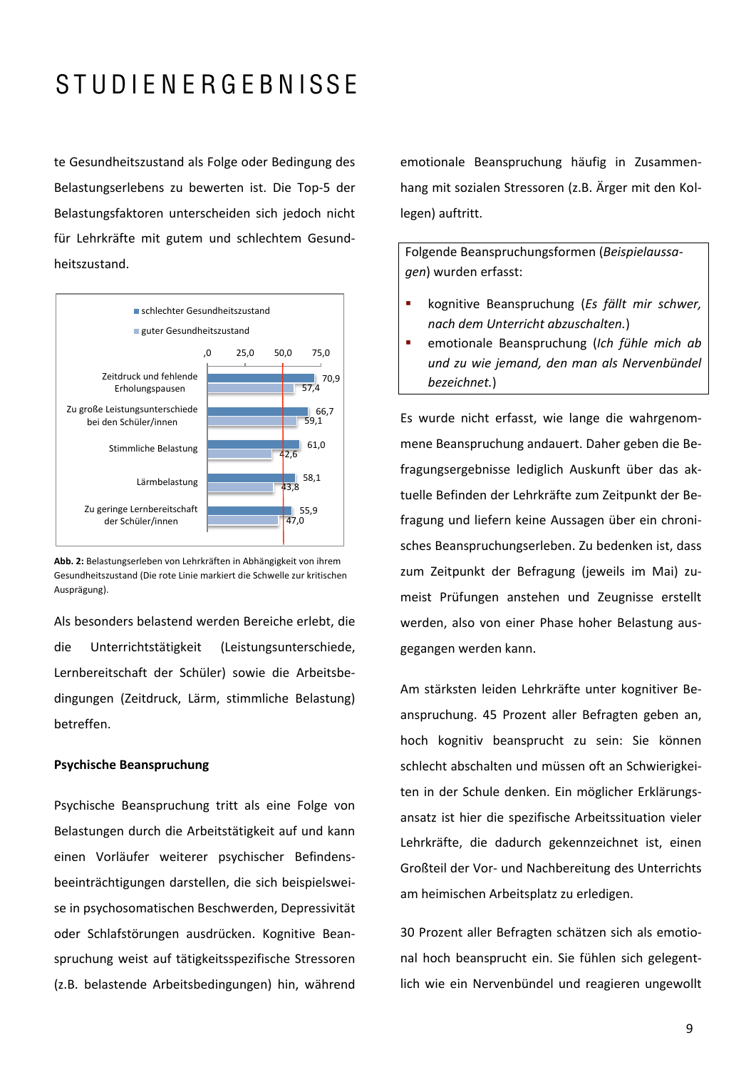te Gesundheitszustand als Folge oder Bedingung des Belastungserlebens zu bewerten ist. Die Top-5 der Belastungsfaktoren unterscheiden sich jedoch nicht für Lehrkräfte mit gutem und schlechtem Gesundheitszustand.

| | schlechter Gesundheitszustand | guter Gesundheitszustand |
|---|---|---|
| Zeitdruck und fehlende Erholungspausen | 70,9 | 57,4 |
| Zu große Leistungsunterschiede bei den Schüler/innen | 66,7 | 59,1 |
| Stimmliche Belastung | 61,0 | 42,6 |
| Lärmbelastung | 58,1 | 43,8 |
| Zu geringe Lernbereitschaft der Schüler/innen | 55,9 | 47,0 |

**Abb. 2:** Belastungserleben von Lehrkräften in Abhängigkeit von ihrem Gesundheitszustand (Die rote Linie markiert die Schwelle zur kritischen Ausprägung).

Als besonders belastend werden Bereiche erlebt, die die Unterrichtstätigkeit (Leistungsunterschiede, Lernbereitschaft der Schüler) sowie die Arbeitsbedingungen (Zeitdruck, Lärm, stimmliche Belastung) betreffen.

**Psychische Beanspruchung**

Psychische Beanspruchung tritt als eine Folge von Belastungen durch die Arbeitstätigkeit auf und kann einen Vorläufer weiterer psychischer Befindensbeeinträchtigungen darstellen, die sich beispielsweise in psychosomatischen Beschwerden, Depressivität oder Schlafstörungen ausdrücken. Kognitive Beanspruchung weist auf tätigkeitsspezifische Stressoren (z.B. belastende Arbeitsbedingungen) hin, während emotionale Beanspruchung häufig in Zusammenhang mit sozialen Stressoren (z.B. Ärger mit den Kollegen) auftritt.

Folgende Beanspruchungsformen (*Beispielaussagen*) wurden erfasst:

- kognitive Beanspruchung (*Es fällt mir schwer, nach dem Unterricht abzuschalten.*)
- emotionale Beanspruchung (*Ich fühle mich ab und zu wie jemand, den man als Nervenbündel bezeichnet.*)

Es wurde nicht erfasst, wie lange die wahrgenommene Beanspruchung andauert. Daher geben die Befragungsergebnisse lediglich Auskunft über das aktuelle Befinden der Lehrkräfte zum Zeitpunkt der Befragung und liefern keine Aussagen über ein chronisches Beanspruchungserleben. Zu bedenken ist, dass zum Zeitpunkt der Befragung (jeweils im Mai) zumeist Prüfungen anstehen und Zeugnisse erstellt werden, also von einer Phase hoher Belastung ausgegangen werden kann.

Am stärksten leiden Lehrkräfte unter kognitiver Beanspruchung. 45 Prozent aller Befragten geben an, hoch kognitiv beansprucht zu sein: Sie können schlecht abschalten und müssen oft an Schwierigkeiten in der Schule denken. Ein möglicher Erklärungsansatz ist hier die spezifische Arbeitssituation vieler Lehrkräfte, die dadurch gekennzeichnet ist, einen Großteil der Vor- und Nachbereitung des Unterrichts am heimischen Arbeitsplatz zu erledigen.

30 Prozent aller Befragten schätzen sich als emotional hoch beansprucht ein. Sie fühlen sich gelegentlich wie ein Nervenbündel und reagieren ungewollt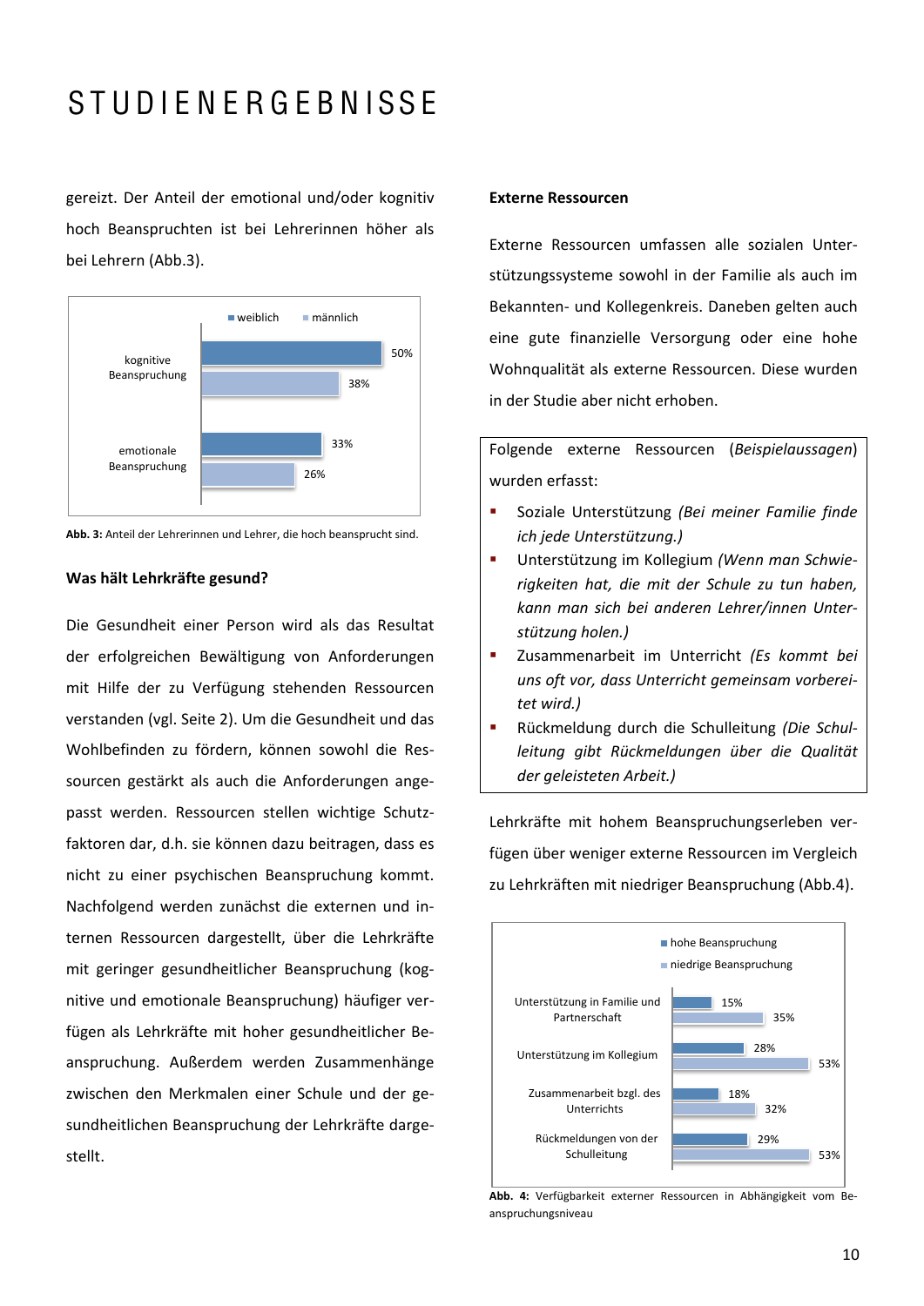# STUDIENERGEBNISSE

gereizt. Der Anteil der emotional und/oder kognitiv hoch Beanspruchten ist bei Lehrerinnen höher als bei Lehrern (Abb.3).

| | weiblich | männlich |
|---|---|---|
| kognitive Beanspruchung | 50% | 38% |
| emotionale Beanspruchung | 33% | 26% |

**Abb. 3:** Anteil der Lehrerinnen und Lehrer, die hoch beansprucht sind.

**Was hält Lehrkräfte gesund?**

Die Gesundheit einer Person wird als das Resultat der erfolgreichen Bewältigung von Anforderungen mit Hilfe der zu Verfügung stehenden Ressourcen verstanden (vgl. Seite 2). Um die Gesundheit und das Wohlbefinden zu fördern, können sowohl die Ressourcen gestärkt als auch die Anforderungen angepasst werden. Ressourcen stellen wichtige Schutzfaktoren dar, d.h. sie können dazu beitragen, dass es nicht zu einer psychischen Beanspruchung kommt. Nachfolgend werden zunächst die externen und internen Ressourcen dargestellt, über die Lehrkräfte mit geringer gesundheitlicher Beanspruchung (kognitive und emotionale Beanspruchung) häufiger verfügen als Lehrkräfte mit hoher gesundheitlicher Beanspruchung. Außerdem werden Zusammenhänge zwischen den Merkmalen einer Schule und der gesundheitlichen Beanspruchung der Lehrkräfte dargestellt.

**Externe Ressourcen**

Externe Ressourcen umfassen alle sozialen Unterstützungssysteme sowohl in der Familie als auch im Bekannten- und Kollegenkreis. Daneben gelten auch eine gute finanzielle Versorgung oder eine hohe Wohnqualität als externe Ressourcen. Diese wurden in der Studie aber nicht erhoben.

Folgende externe Ressourcen (*Beispielaussagen*) wurden erfasst:

- Soziale Unterstützung *(Bei meiner Familie finde ich jede Unterstützung.)*
- Unterstützung im Kollegium *(Wenn man Schwierigkeiten hat, die mit der Schule zu tun haben, kann man sich bei anderen Lehrer/innen Unterstützung holen.)*
- Zusammenarbeit im Unterricht *(Es kommt bei uns oft vor, dass Unterricht gemeinsam vorbereitet wird.)*
- Rückmeldung durch die Schulleitung *(Die Schulleitung gibt Rückmeldungen über die Qualität der geleisteten Arbeit.)*

Lehrkräfte mit hohem Beanspruchungserleben verfügen über weniger externe Ressourcen im Vergleich zu Lehrkräften mit niedriger Beanspruchung (Abb.4).

| | hohe Beanspruchung | niedrige Beanspruchung |
|---|---|---|
| Unterstützung in Familie und Partnerschaft | 15% | 35% |
| Unterstützung im Kollegium | 28% | 53% |
| Zusammenarbeit bzgl. des Unterrichts | 18% | 32% |
| Rückmeldungen von der Schulleitung | 29% | 53% |

**Abb. 4:** Verfügbarkeit externer Ressourcen in Abhängigkeit vom Beanspruchungsniveau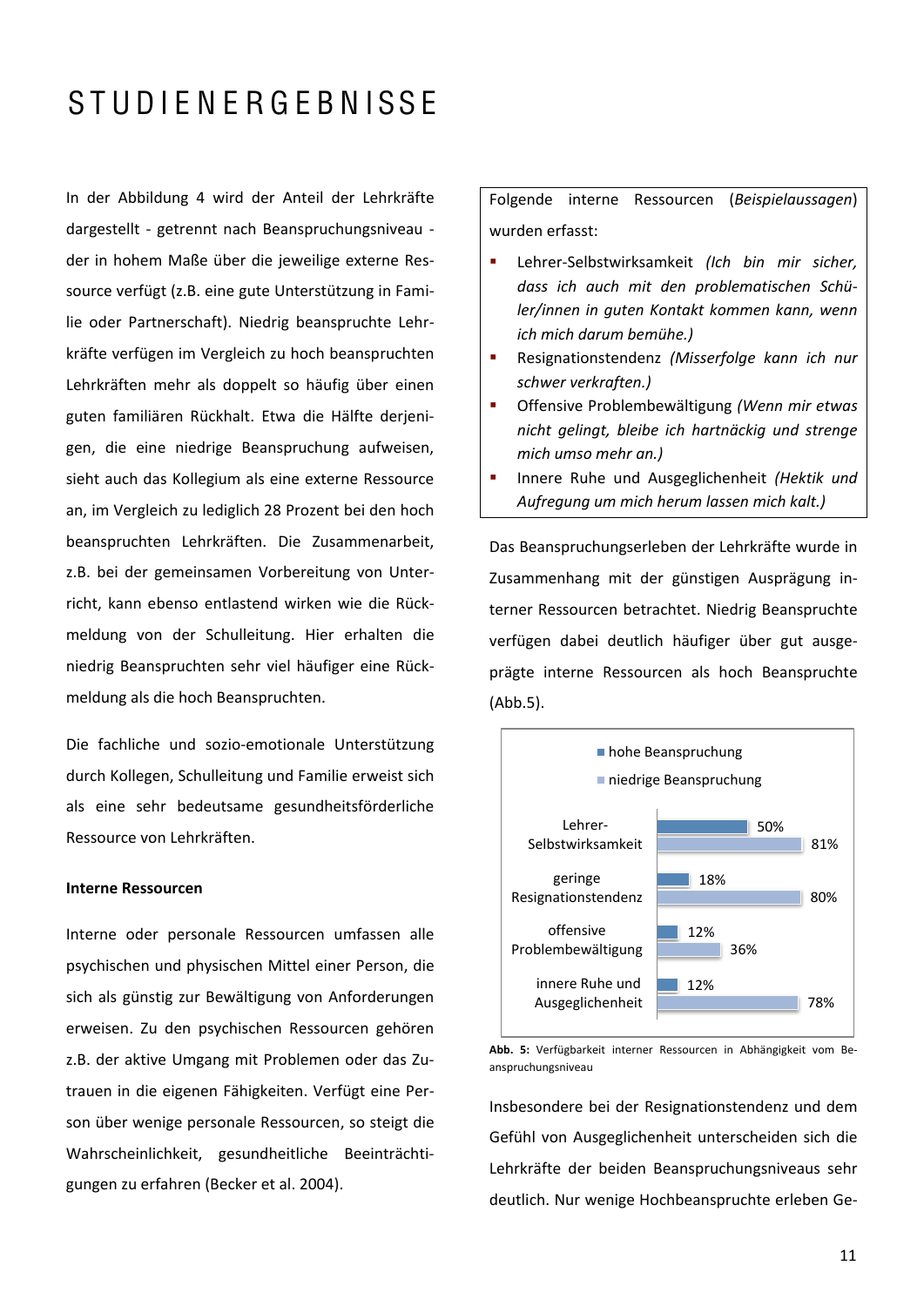# STUDIENERGEBNISSE

In der Abbildung 4 wird der Anteil der Lehrkräfte dargestellt - getrennt nach Beanspruchungsniveau - der in hohem Maße über die jeweilige externe Ressource verfügt (z.B. eine gute Unterstützung in Familie oder Partnerschaft). Niedrig beanspruchte Lehrkräfte verfügen im Vergleich zu hoch beanspruchten Lehrkräften mehr als doppelt so häufig über einen guten familiären Rückhalt. Etwa die Hälfte derjenigen, die eine niedrige Beanspruchung aufweisen, sieht auch das Kollegium als eine externe Ressource an, im Vergleich zu lediglich 28 Prozent bei den hoch beanspruchten Lehrkräften. Die Zusammenarbeit, z.B. bei der gemeinsamen Vorbereitung von Unterricht, kann ebenso entlastend wirken wie die Rückmeldung von der Schulleitung. Hier erhalten die niedrig Beanspruchten sehr viel häufiger eine Rückmeldung als die hoch Beanspruchten.

Die fachliche und sozio-emotionale Unterstützung durch Kollegen, Schulleitung und Familie erweist sich als eine sehr bedeutsame gesundheitsförderliche Ressource von Lehrkräften.

**Interne Ressourcen**

Interne oder personale Ressourcen umfassen alle psychischen und physischen Mittel einer Person, die sich als günstig zur Bewältigung von Anforderungen erweisen. Zu den psychischen Ressourcen gehören z.B. der aktive Umgang mit Problemen oder das Zutrauen in die eigenen Fähigkeiten. Verfügt eine Person über wenige personale Ressourcen, so steigt die Wahrscheinlichkeit, gesundheitliche Beeinträchtigungen zu erfahren (Becker et al. 2004).

Folgende interne Ressourcen (*Beispielaussagen*) wurden erfasst:

- Lehrer-Selbstwirksamkeit *(Ich bin mir sicher, dass ich auch mit den problematischen Schüler/innen in guten Kontakt kommen kann, wenn ich mich darum bemühe.)*
- Resignationstendenz *(Misserfolge kann ich nur schwer verkraften.)*
- Offensive Problembewältigung *(Wenn mir etwas nicht gelingt, bleibe ich hartnäckig und strenge mich umso mehr an.)*
- Innere Ruhe und Ausgeglichenheit *(Hektik und Aufregung um mich herum lassen mich kalt.)*

Das Beanspruchungserleben der Lehrkräfte wurde in Zusammenhang mit der günstigen Ausprägung interner Ressourcen betrachtet. Niedrig Beanspruchte verfügen dabei deutlich häufiger über gut ausgeprägte interne Ressourcen als hoch Beanspruchte (Abb.5).

| | hohe Beanspruchung | niedrige Beanspruchung |
|---|---|---|
| Lehrer-Selbstwirksamkeit | 50% | 81% |
| geringe Resignationstendenz | 18% | 80% |
| offensive Problembewältigung | 12% | 36% |
| innere Ruhe und Ausgeglichenheit | 12% | 78% |

**Abb. 5:** Verfügbarkeit interner Ressourcen in Abhängigkeit vom Beanspruchungsniveau

Insbesondere bei der Resignationstendenz und dem Gefühl von Ausgeglichenheit unterscheiden sich die Lehrkräfte der beiden Beanspruchungsniveaus sehr deutlich. Nur wenige Hochbeanspruchte erleben Ge-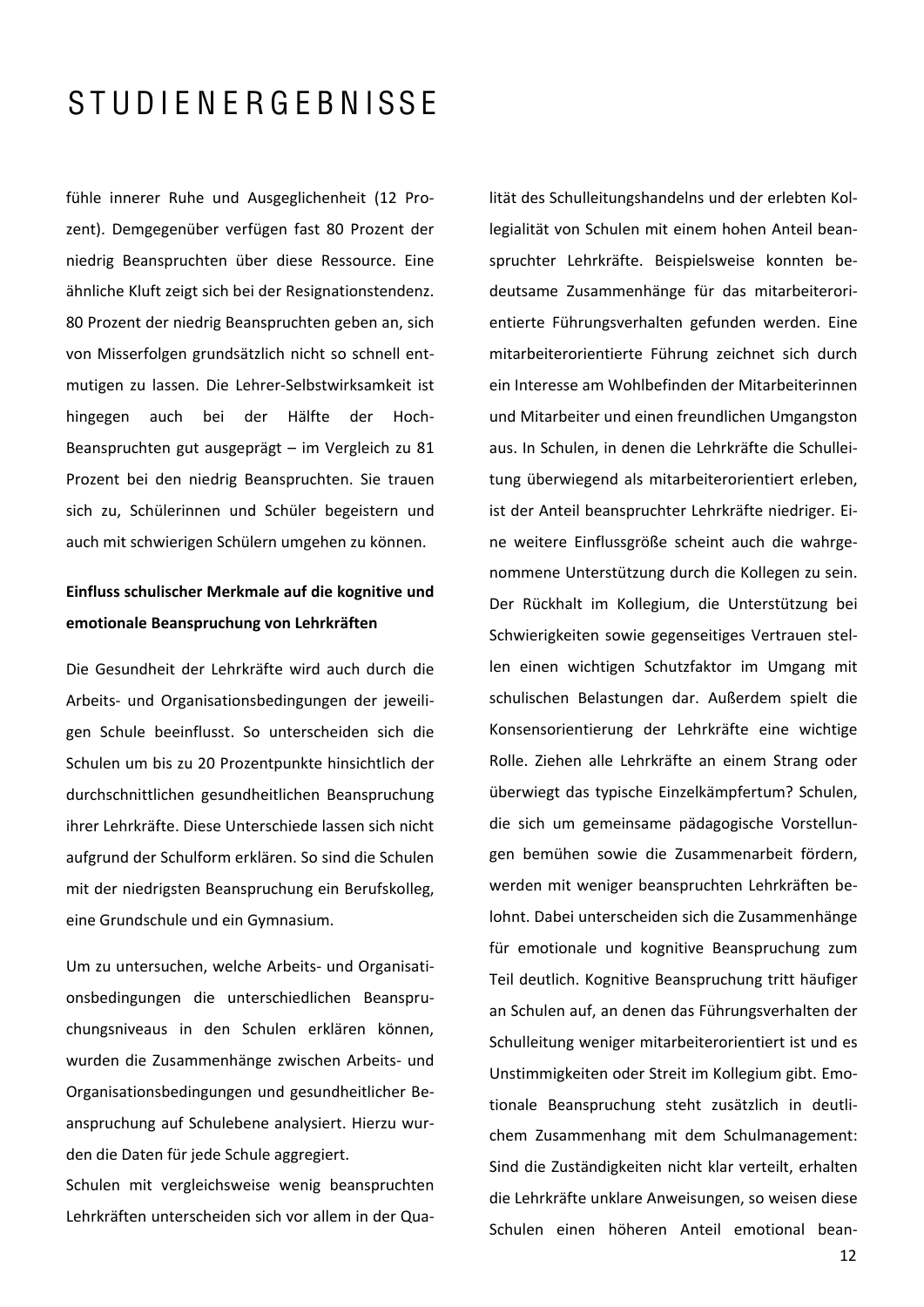fühle innerer Ruhe und Ausgeglichenheit (12 Prozent). Demgegenüber verfügen fast 80 Prozent der niedrig Beanspruchten über diese Ressource. Eine ähnliche Kluft zeigt sich bei der Resignationstendenz. 80 Prozent der niedrig Beanspruchten geben an, sich von Misserfolgen grundsätzlich nicht so schnell entmutigen zu lassen. Die Lehrer-Selbstwirksamkeit ist hingegen auch bei der Hälfte der Hoch-Beanspruchten gut ausgeprägt – im Vergleich zu 81 Prozent bei den niedrig Beanspruchten. Sie trauen sich zu, Schülerinnen und Schüler begeistern und auch mit schwierigen Schülern umgehen zu können.

**Einfluss schulischer Merkmale auf die kognitive und emotionale Beanspruchung von Lehrkräften**

Die Gesundheit der Lehrkräfte wird auch durch die Arbeits- und Organisationsbedingungen der jeweiligen Schule beeinflusst. So unterscheiden sich die Schulen um bis zu 20 Prozentpunkte hinsichtlich der durchschnittlichen gesundheitlichen Beanspruchung ihrer Lehrkräfte. Diese Unterschiede lassen sich nicht aufgrund der Schulform erklären. So sind die Schulen mit der niedrigsten Beanspruchung ein Berufskolleg, eine Grundschule und ein Gymnasium.

Um zu untersuchen, welche Arbeits- und Organisationsbedingungen die unterschiedlichen Beanspruchungsniveaus in den Schulen erklären können, wurden die Zusammenhänge zwischen Arbeits- und Organisationsbedingungen und gesundheitlicher Beanspruchung auf Schulebene analysiert. Hierzu wurden die Daten für jede Schule aggregiert.

Schulen mit vergleichsweise wenig beanspruchten Lehrkräften unterscheiden sich vor allem in der Qualität des Schulleitungshandelns und der erlebten Kollegialität von Schulen mit einem hohen Anteil beanspruchter Lehrkräfte. Beispielsweise konnten bedeutsame Zusammenhänge für das mitarbeiterorientierte Führungsverhalten gefunden werden. Eine mitarbeiterorientierte Führung zeichnet sich durch ein Interesse am Wohlbefinden der Mitarbeiterinnen und Mitarbeiter und einen freundlichen Umgangston aus. In Schulen, in denen die Lehrkräfte die Schulleitung überwiegend als mitarbeiterorientiert erleben, ist der Anteil beanspruchter Lehrkräfte niedriger. Eine weitere Einflussgröße scheint auch die wahrgenommene Unterstützung durch die Kollegen zu sein. Der Rückhalt im Kollegium, die Unterstützung bei Schwierigkeiten sowie gegenseitiges Vertrauen stellen einen wichtigen Schutzfaktor im Umgang mit schulischen Belastungen dar. Außerdem spielt die Konsensorientierung der Lehrkräfte eine wichtige Rolle. Ziehen alle Lehrkräfte an einem Strang oder überwiegt das typische Einzelkämpfertum? Schulen, die sich um gemeinsame pädagogische Vorstellungen bemühen sowie die Zusammenarbeit fördern, werden mit weniger beanspruchten Lehrkräften belohnt. Dabei unterscheiden sich die Zusammenhänge für emotionale und kognitive Beanspruchung zum Teil deutlich. Kognitive Beanspruchung tritt häufiger an Schulen auf, an denen das Führungsverhalten der Schulleitung weniger mitarbeiterorientiert ist und es Unstimmigkeiten oder Streit im Kollegium gibt. Emotionale Beanspruchung steht zusätzlich in deutlichem Zusammenhang mit dem Schulmanagement: Sind die Zuständigkeiten nicht klar verteilt, erhalten die Lehrkräfte unklare Anweisungen, so weisen diese Schulen einen höheren Anteil emotional bean-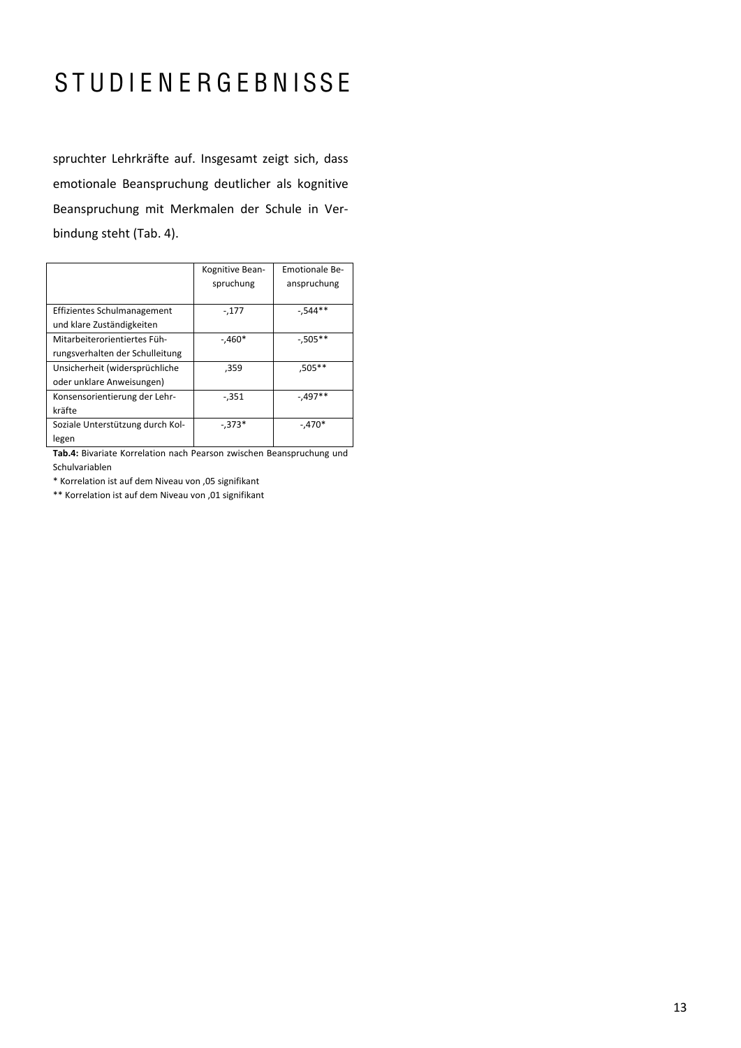# STUDIENERGEBNISSE

spruchter Lehrkräfte auf. Insgesamt zeigt sich, dass emotionale Beanspruchung deutlicher als kognitive Beanspruchung mit Merkmalen der Schule in Verbindung steht (Tab. 4).

| | Kognitive Beanspruchung | Emotionale Beanspruchung |
|---|---|---|
| Effizientes Schulmanagement und klare Zuständigkeiten | -,177 | -,544** |
| Mitarbeiterorientiertes Führungsverhalten der Schulleitung | -,460* | -,505** |
| Unsicherheit (widersprüchliche oder unklare Anweisungen) | ,359 | ,505** |
| Konsensorientierung der Lehrkräfte | -,351 | -,497** |
| Soziale Unterstützung durch Kollegen | -,373* | -,470* |

**Tab.4:** Bivariate Korrelation nach Pearson zwischen Beanspruchung und Schulvariablen

* Korrelation ist auf dem Niveau von ,05 signifikant

** Korrelation ist auf dem Niveau von ,01 signifikant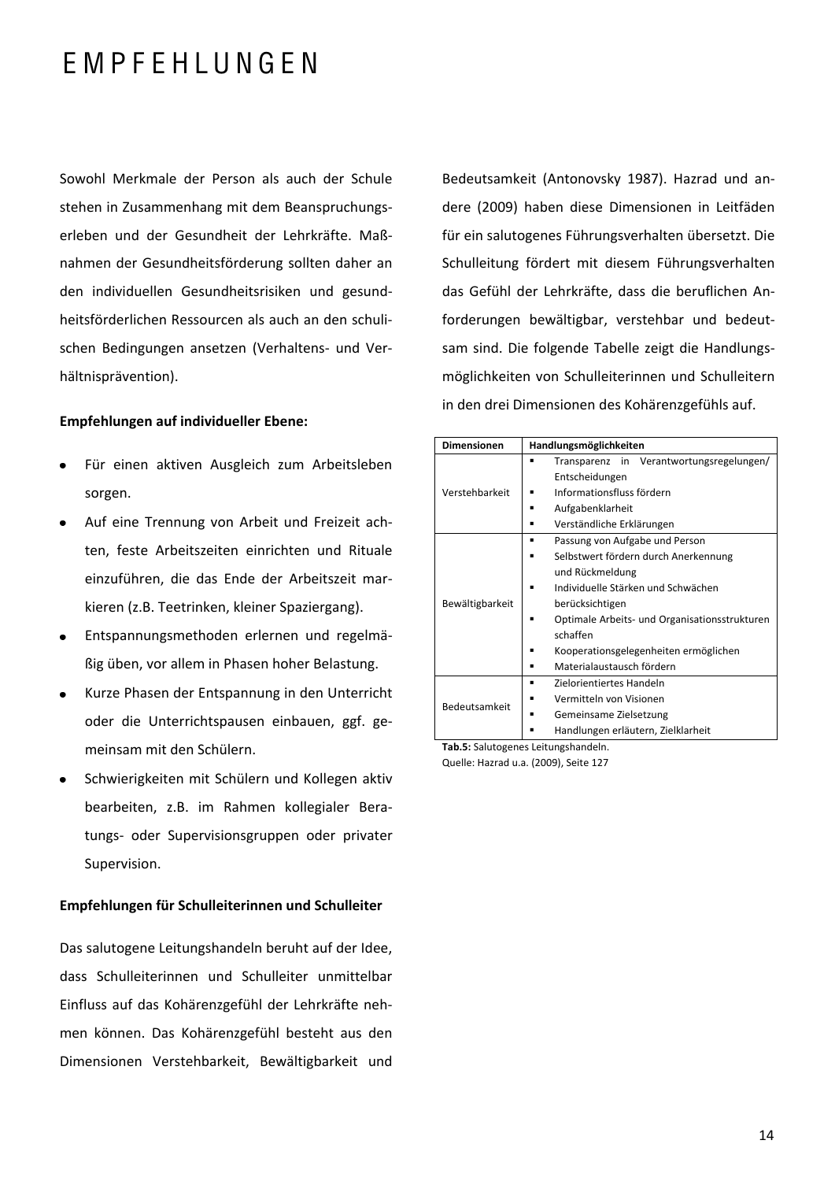# EMPFEHLUNGEN

Sowohl Merkmale der Person als auch der Schule stehen in Zusammenhang mit dem Beanspruchungserleben und der Gesundheit der Lehrkräfte. Maßnahmen der Gesundheitsförderung sollten daher an den individuellen Gesundheitsrisiken und gesundheitsförderlichen Ressourcen als auch an den schulischen Bedingungen ansetzen (Verhaltens- und Verhältnisprävention).

**Empfehlungen auf individueller Ebene:**

- Für einen aktiven Ausgleich zum Arbeitsleben sorgen.
- Auf eine Trennung von Arbeit und Freizeit achten, feste Arbeitszeiten einrichten und Rituale einzuführen, die das Ende der Arbeitszeit markieren (z.B. Teetrinken, kleiner Spaziergang).
- Entspannungsmethoden erlernen und regelmäßig üben, vor allem in Phasen hoher Belastung.
- Kurze Phasen der Entspannung in den Unterricht oder die Unterrichtspausen einbauen, ggf. gemeinsam mit den Schülern.
- Schwierigkeiten mit Schülern und Kollegen aktiv bearbeiten, z.B. im Rahmen kollegialer Beratungs- oder Supervisionsgruppen oder privater Supervision.

**Empfehlungen für Schulleiterinnen und Schulleiter**

Das salutogene Leitungshandeln beruht auf der Idee, dass Schulleiterinnen und Schulleiter unmittelbar Einfluss auf das Kohärenzgefühl der Lehrkräfte nehmen können. Das Kohärenzgefühl besteht aus den Dimensionen Verstehbarkeit, Bewältigbarkeit und Bedeutsamkeit (Antonovsky 1987). Hazrad und andere (2009) haben diese Dimensionen in Leitfäden für ein salutogenes Führungsverhalten übersetzt. Die Schulleitung fördert mit diesem Führungsverhalten das Gefühl der Lehrkräfte, dass die beruflichen Anforderungen bewältigbar, verstehbar und bedeutsam sind. Die folgende Tabelle zeigt die Handlungsmöglichkeiten von Schulleiterinnen und Schulleitern in den drei Dimensionen des Kohärenzgefühls auf.

| Dimensionen | Handlungsmöglichkeiten |
|---|---|
| Verstehbarkeit | ▪ Transparenz in Verantwortungsregelungen/ Entscheidungen<br>▪ Informationsfluss fördern<br>▪ Aufgabenklarheit<br>▪ Verständliche Erklärungen |
| Bewältigbarkeit | ▪ Passung von Aufgabe und Person<br>▪ Selbstwert fördern durch Anerkennung und Rückmeldung<br>▪ Individuelle Stärken und Schwächen berücksichtigen<br>▪ Optimale Arbeits- und Organisationsstrukturen schaffen<br>▪ Kooperationsgelegenheiten ermöglichen<br>▪ Materialaustausch fördern |
| Bedeutsamkeit | ▪ Zielorientiertes Handeln<br>▪ Vermitteln von Visionen<br>▪ Gemeinsame Zielsetzung<br>▪ Handlungen erläutern, Zielklarheit |

**Tab.5:** Salutogenes Leitungshandeln.
Quelle: Hazrad u.a. (2009), Seite 127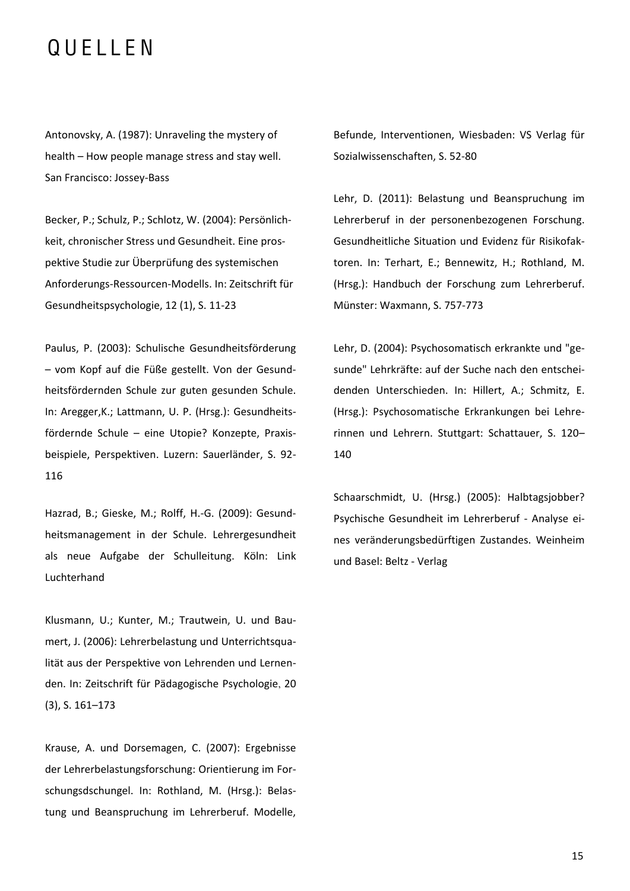# QUELLEN

Antonovsky, A. (1987): Unraveling the mystery of health – How people manage stress and stay well. San Francisco: Jossey-Bass

Becker, P.; Schulz, P.; Schlotz, W. (2004): Persönlichkeit, chronischer Stress und Gesundheit. Eine prospektive Studie zur Überprüfung des systemischen Anforderungs-Ressourcen-Modells. In: Zeitschrift für Gesundheitspsychologie, 12 (1), S. 11-23

Paulus, P. (2003): Schulische Gesundheitsförderung – vom Kopf auf die Füße gestellt. Von der Gesundheitsfördernden Schule zur guten gesunden Schule. In: Aregger,K.; Lattmann, U. P. (Hrsg.): Gesundheitsfördernde Schule – eine Utopie? Konzepte, Praxisbeispiele, Perspektiven. Luzern: Sauerländer, S. 92-116

Hazrad, B.; Gieske, M.; Rolff, H.-G. (2009): Gesundheitsmanagement in der Schule. Lehrergesundheit als neue Aufgabe der Schulleitung. Köln: Link Luchterhand

Klusmann, U.; Kunter, M.; Trautwein, U. und Baumert, J. (2006): Lehrerbelastung und Unterrichtsqualität aus der Perspektive von Lehrenden und Lernenden. In: Zeitschrift für Pädagogische Psychologie, 20 (3), S. 161–173

Krause, A. und Dorsemagen, C. (2007): Ergebnisse der Lehrerbelastungsforschung: Orientierung im Forschungsdschungel. In: Rothland, M. (Hrsg.): Belastung und Beanspruchung im Lehrerberuf. Modelle, Befunde, Interventionen, Wiesbaden: VS Verlag für Sozialwissenschaften, S. 52-80

Lehr, D. (2011): Belastung und Beanspruchung im Lehrerberuf in der personenbezogenen Forschung. Gesundheitliche Situation und Evidenz für Risikofaktoren. In: Terhart, E.; Bennewitz, H.; Rothland, M. (Hrsg.): Handbuch der Forschung zum Lehrerberuf. Münster: Waxmann, S. 757-773

Lehr, D. (2004): Psychosomatisch erkrankte und "gesunde" Lehrkräfte: auf der Suche nach den entscheidenden Unterschieden. In: Hillert, A.; Schmitz, E. (Hrsg.): Psychosomatische Erkrankungen bei Lehrerinnen und Lehrern. Stuttgart: Schattauer, S. 120–140

Schaarschmidt, U. (Hrsg.) (2005): Halbtagsjobber? Psychische Gesundheit im Lehrerberuf - Analyse eines veränderungsbedürftigen Zustandes. Weinheim und Basel: Beltz - Verlag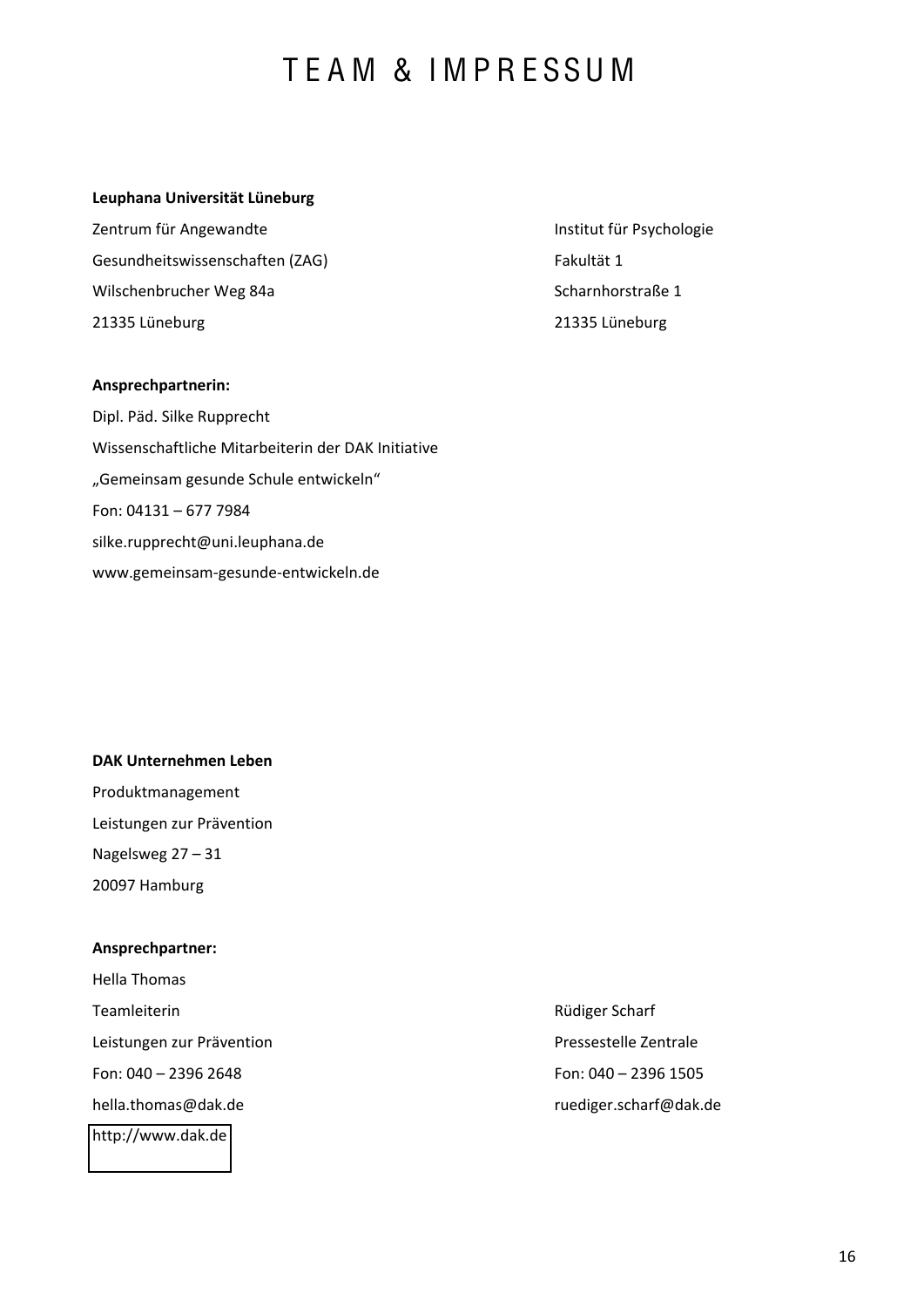# TEAM & IMPRESSUM

**Leuphana Universität Lüneburg**

Zentrum für Angewandte
Gesundheitswissenschaften (ZAG)
Wilschenbrucher Weg 84a
21335 Lüneburg

Institut für Psychologie
Fakultät 1
Scharnhorstraße 1
21335 Lüneburg

**Ansprechpartnerin:**

Dipl. Päd. Silke Rupprecht
Wissenschaftliche Mitarbeiterin der DAK Initiative
„Gemeinsam gesunde Schule entwickeln"
Fon: 04131 – 677 7984
silke.rupprecht@uni.leuphana.de
www.gemeinsam-gesunde-entwickeln.de

**DAK Unternehmen Leben**

Produktmanagement
Leistungen zur Prävention
Nagelsweg 27 – 31
20097 Hamburg

**Ansprechpartner:**

Hella Thomas
Teamleiterin
Leistungen zur Prävention
Fon: 040 – 2396 2648
hella.thomas@dak.de
http://www.dak.de

Rüdiger Scharf
Pressestelle Zentrale
Fon: 040 – 2396 1505
ruediger.scharf@dak.de